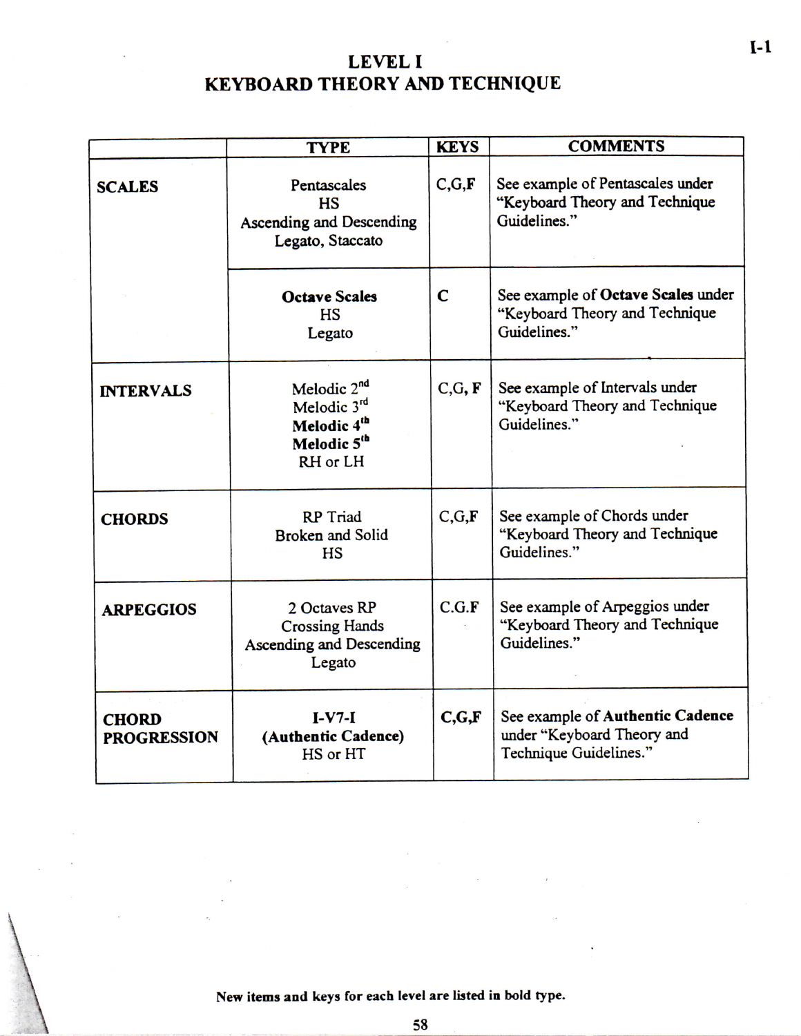# LEVEL I
# KEYBOARD THEORY AND TECHNIQUE

| | TYPE | KEYS | COMMENTS |
|---|---|---|---|
| **SCALES** | Pentascales<br>HS<br>Ascending and Descending<br>Legato, Staccato | C,G,**F** | See example of Pentascales under "Keyboard Theory and Technique Guidelines." |
| | **Octave Scales**<br>HS<br>Legato | **C** | See example of **Octave Scales** under "Keyboard Theory and Technique Guidelines." |
| **INTERVALS** | Melodic 2nd<br>Melodic 3rd<br>**Melodic 4th**<br>**Melodic 5th**<br>RH or LH | C,G, **F** | See example of Intervals under "Keyboard Theory and Technique Guidelines." |
| **CHORDS** | RP Triad<br>Broken and Solid<br>HS | C,G,**F** | See example of Chords under "Keyboard Theory and Technique Guidelines." |
| **ARPEGGIOS** | 2 Octaves RP<br>Crossing Hands<br>Ascending and Descending<br>Legato | C.G.F | See example of Arpeggios under "Keyboard Theory and Technique Guidelines." |
| **CHORD PROGRESSION** | **I-V7-I**<br>**(Authentic Cadence)**<br>HS or HT | **C,G,F** | See example of **Authentic Cadence** under "Keyboard Theory and Technique Guidelines." |

**New items and keys for each level are listed in bold type.**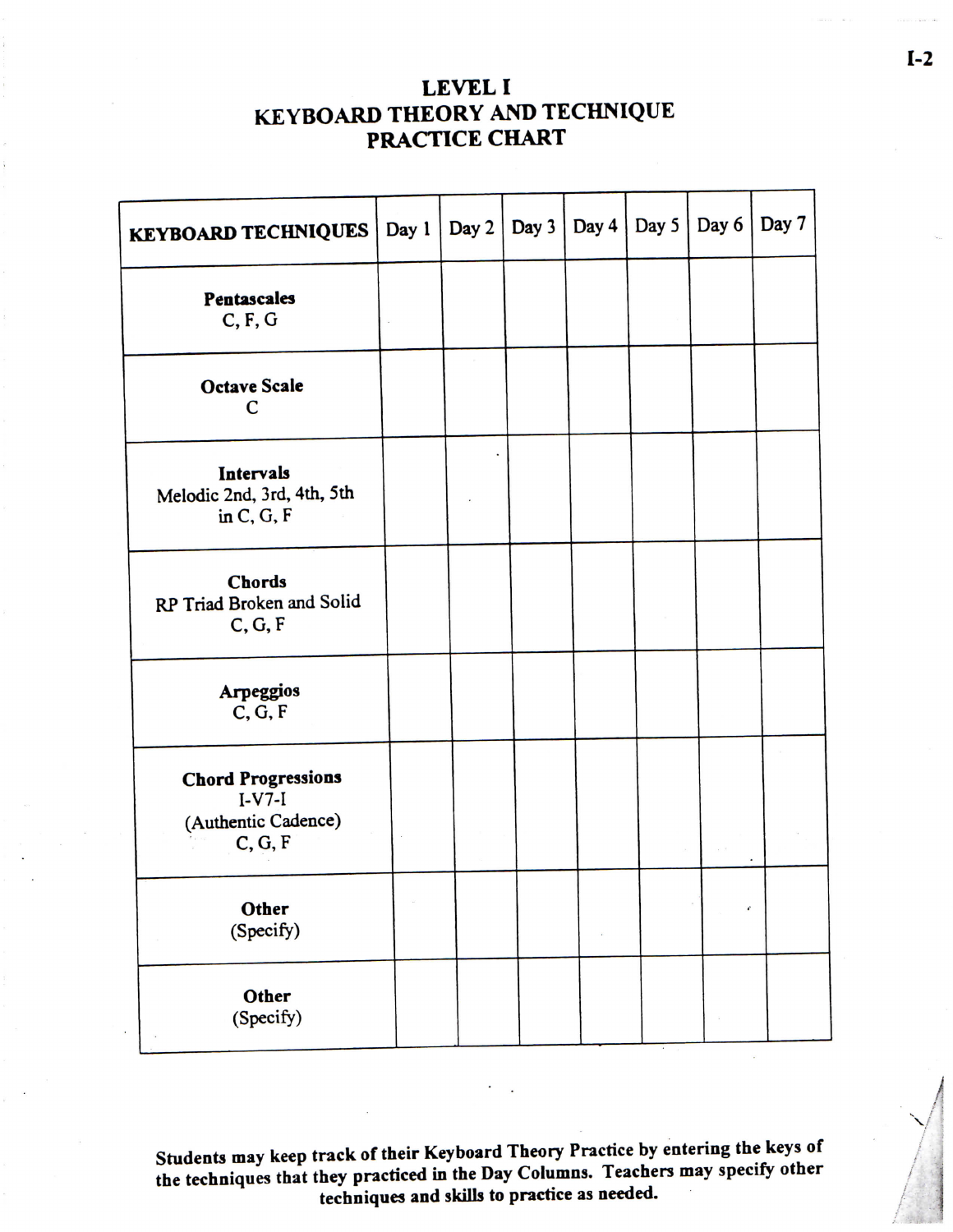# LEVEL I
# KEYBOARD THEORY AND TECHNIQUE
# PRACTICE CHART

| KEYBOARD TECHNIQUES | Day 1 | Day 2 | Day 3 | Day 4 | Day 5 | Day 6 | Day 7 |
|---|---|---|---|---|---|---|---|
| **Pentascales**<br>C, F, G | | | | | | | |
| **Octave Scale**<br>C | | | | | | | |
| **Intervals**<br>Melodic 2nd, 3rd, 4th, 5th<br>in C, G, F | | | | | | | |
| **Chords**<br>RP Triad Broken and Solid<br>C, G, F | | | | | | | |
| **Arpeggios**<br>C, G, F | | | | | | | |
| **Chord Progressions**<br>I-V7-I<br>(Authentic Cadence)<br>C, G, F | | | | | | | |
| **Other**<br>(Specify) | | | | | | | |
| **Other**<br>(Specify) | | | | | | | |

**Students may keep track of their Keyboard Theory Practice by entering the keys of the techniques that they practiced in the Day Columns. Teachers may specify other techniques and skills to practice as needed.**